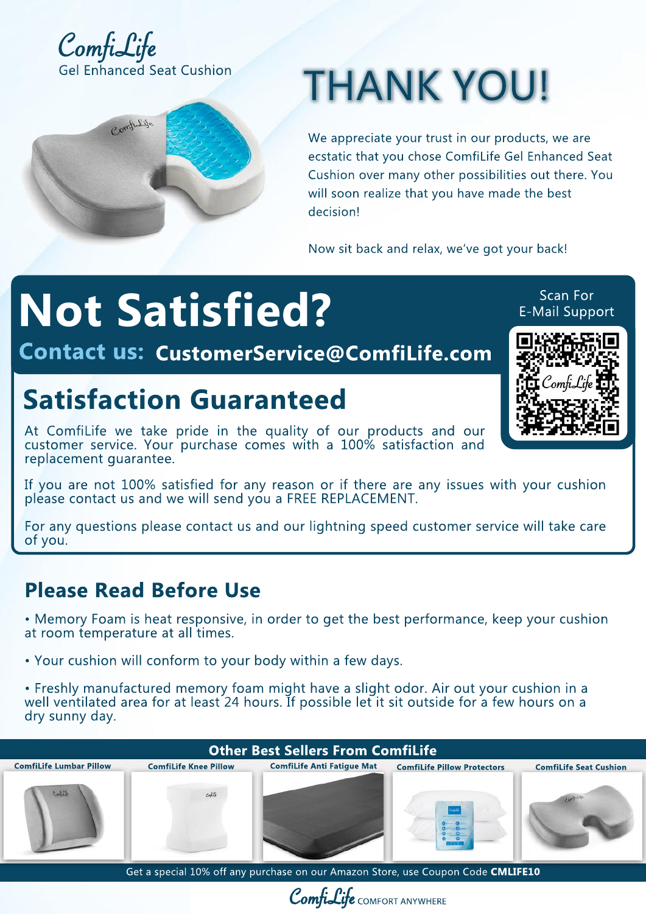ComfiLife
Gel Enhanced Seat Cushion

# THANK YOU!

We appreciate your trust in our products, we are ecstatic that you chose ComfiLife Gel Enhanced Seat Cushion over many other possibilities out there. You will soon realize that you have made the best decision!

Now sit back and relax, we've got your back!

# Not Satisfied?

**Contact us: CustomerService@ComfiLife.com**

Scan For E-Mail Support

## Satisfaction Guaranteed

At ComfiLife we take pride in the quality of our products and our customer service. Your purchase comes with a 100% satisfaction and replacement guarantee.

If you are not 100% satisfied for any reason or if there are any issues with your cushion please contact us and we will send you a FREE REPLACEMENT.

For any questions please contact us and our lightning speed customer service will take care of you.

## Please Read Before Use

- Memory Foam is heat responsive, in order to get the best performance, keep your cushion at room temperature at all times.
- Your cushion will conform to your body within a few days.
- Freshly manufactured memory foam might have a slight odor. Air out your cushion in a well ventilated area for at least 24 hours. If possible let it sit outside for a few hours on a dry sunny day.

### Other Best Sellers From ComfiLife

- ComfiLife Lumbar Pillow
- ComfiLife Knee Pillow
- ComfiLife Anti Fatigue Mat
- ComfiLife Pillow Protectors
- ComfiLife Seat Cushion

Get a special 10% off any purchase on our Amazon Store, use Coupon Code **CMLIFE10**

ComfiLife COMFORT ANYWHERE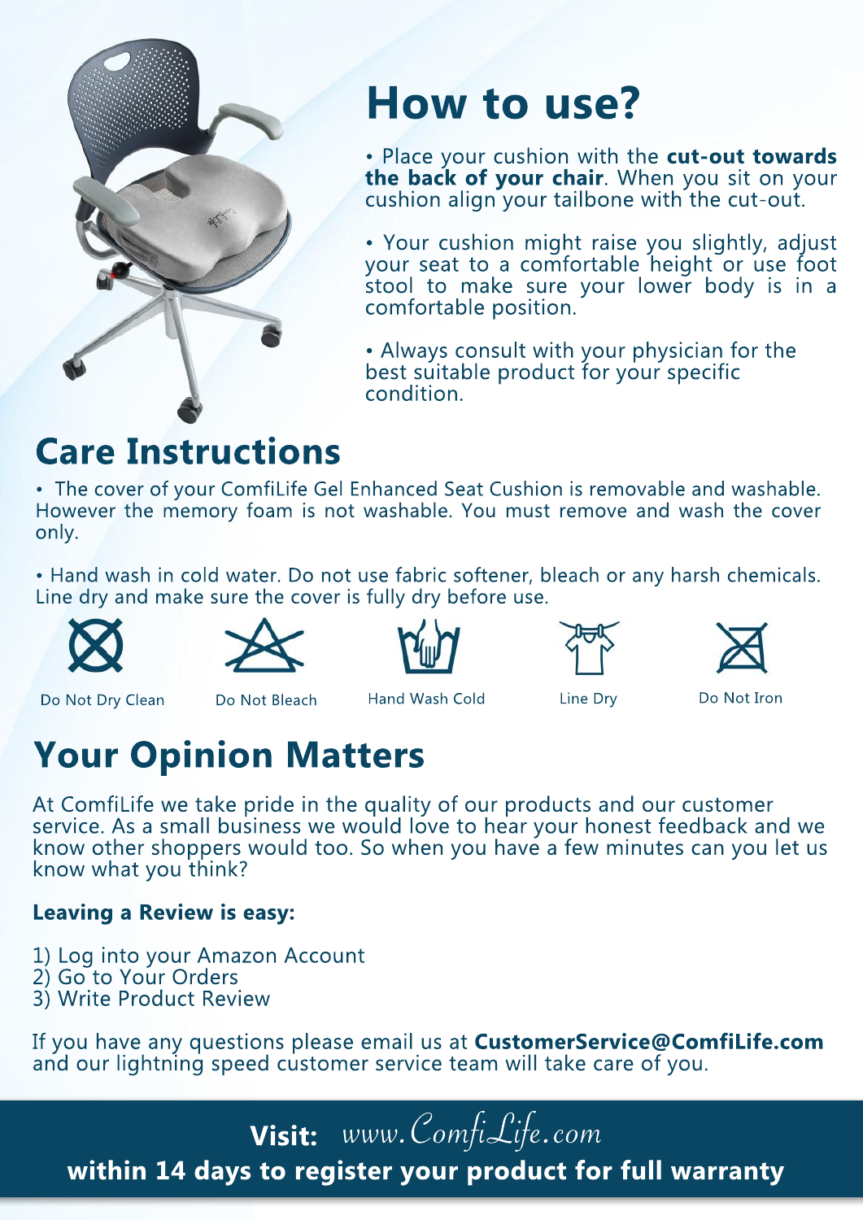# How to use?

- Place your cushion with the **cut-out towards the back of your chair**. When you sit on your cushion align your tailbone with the cut-out.
- Your cushion might raise you slightly, adjust your seat to a comfortable height or use foot stool to make sure your lower body is in a comfortable position.
- Always consult with your physician for the best suitable product for your specific condition.

# Care Instructions

- The cover of your ComfiLife Gel Enhanced Seat Cushion is removable and washable. However the memory foam is not washable. You must remove and wash the cover only.
- Hand wash in cold water. Do not use fabric softener, bleach or any harsh chemicals. Line dry and make sure the cover is fully dry before use.

Do Not Dry Clean

Do Not Bleach

Hand Wash Cold

Line Dry

Do Not Iron

# Your Opinion Matters

At ComfiLife we take pride in the quality of our products and our customer service. As a small business we would love to hear your honest feedback and we know other shoppers would too. So when you have a few minutes can you let us know what you think?

**Leaving a Review is easy:**

1) Log into your Amazon Account
2) Go to Your Orders
3) Write Product Review

If you have any questions please email us at **CustomerService@ComfiLife.com** and our lightning speed customer service team will take care of you.

**Visit:** *www.ComfiLife.com*

**within 14 days to register your product for full warranty**